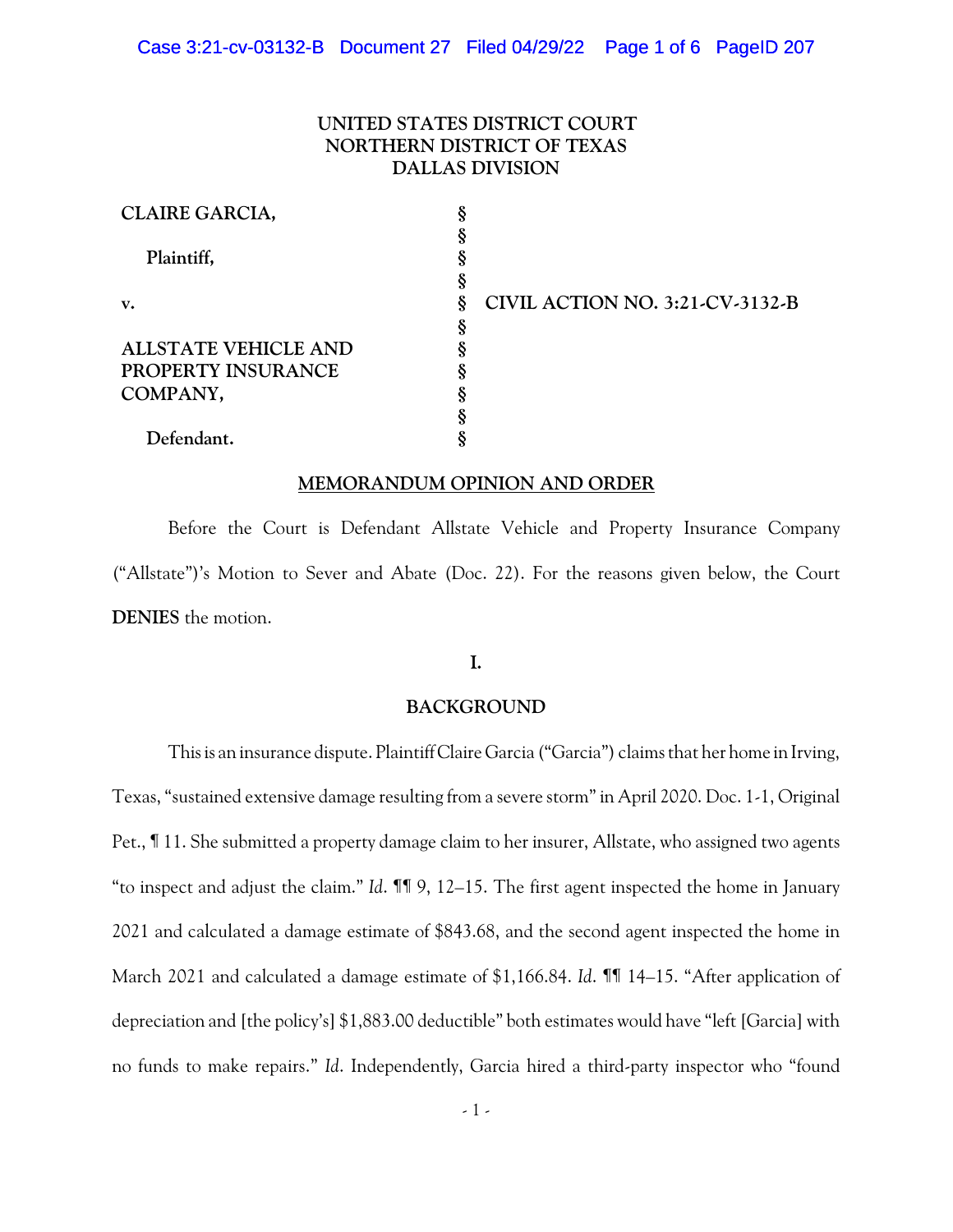UNITED STATES DISTRICT COURT
NORTHERN DISTRICT OF TEXAS
DALLAS DIVISION

| | | |
|---|---|---|
| **CLAIRE GARCIA,** | § | |
| | § | |
| **Plaintiff,** | § | |
| | § | |
| **v.** | § | **CIVIL ACTION NO. 3:21-CV-3132-B** |
| | § | |
| **ALLSTATE VEHICLE AND PROPERTY INSURANCE COMPANY,** | § | |
| | § | |
| **Defendant.** | § | |

## MEMORANDUM OPINION AND ORDER

Before the Court is Defendant Allstate Vehicle and Property Insurance Company ("Allstate")'s Motion to Sever and Abate (Doc. 22). For the reasons given below, the Court **DENIES** the motion.

## I.

## BACKGROUND

This is an insurance dispute. Plaintiff Claire Garcia ("Garcia") claims that her home in Irving, Texas, "sustained extensive damage resulting from a severe storm" in April 2020. Doc. 1-1, Original Pet., ¶ 11. She submitted a property damage claim to her insurer, Allstate, who assigned two agents "to inspect and adjust the claim." *Id.* ¶¶ 9, 12–15. The first agent inspected the home in January 2021 and calculated a damage estimate of $843.68, and the second agent inspected the home in March 2021 and calculated a damage estimate of $1,166.84. *Id.* ¶¶ 14–15. "After application of depreciation and [the policy's] $1,883.00 deductible" both estimates would have "left [Garcia] with no funds to make repairs." *Id.* Independently, Garcia hired a third-party inspector who "found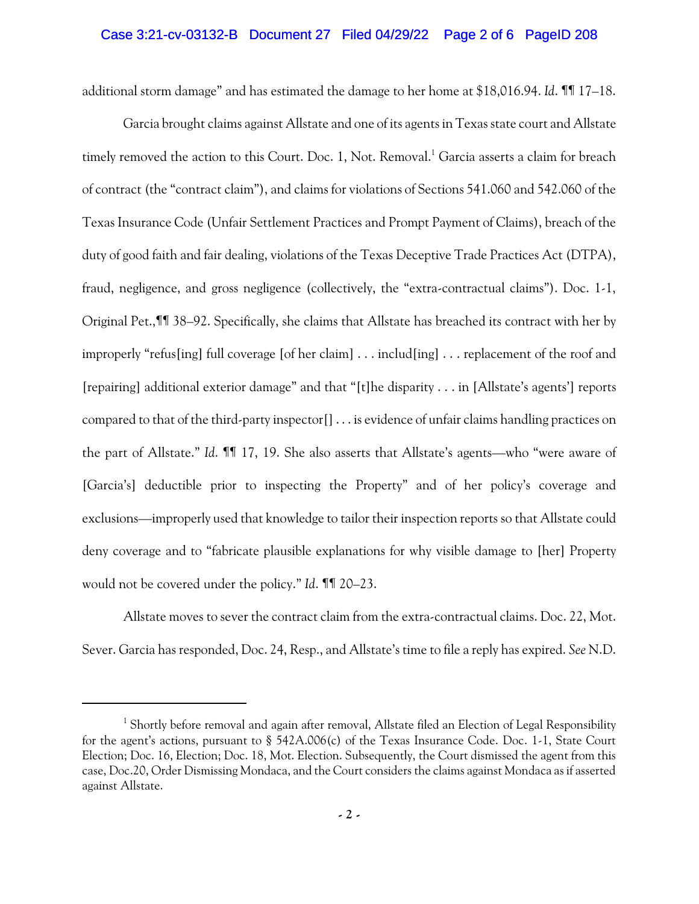additional storm damage" and has estimated the damage to her home at $18,016.94. *Id.* ¶¶ 17–18.

Garcia brought claims against Allstate and one of its agents in Texas state court and Allstate timely removed the action to this Court. Doc. 1, Not. Removal.[1] Garcia asserts a claim for breach of contract (the "contract claim"), and claims for violations of Sections 541.060 and 542.060 of the Texas Insurance Code (Unfair Settlement Practices and Prompt Payment of Claims), breach of the duty of good faith and fair dealing, violations of the Texas Deceptive Trade Practices Act (DTPA), fraud, negligence, and gross negligence (collectively, the "extra-contractual claims"). Doc. 1-1, Original Pet.,¶¶ 38–92. Specifically, she claims that Allstate has breached its contract with her by improperly "refus[ing] full coverage [of her claim] . . . includ[ing] . . . replacement of the roof and [repairing] additional exterior damage" and that "[t]he disparity . . . in [Allstate's agents'] reports compared to that of the third-party inspector[] . . . is evidence of unfair claims handling practices on the part of Allstate." *Id.* ¶¶ 17, 19. She also asserts that Allstate's agents—who "were aware of [Garcia's] deductible prior to inspecting the Property" and of her policy's coverage and exclusions—improperly used that knowledge to tailor their inspection reports so that Allstate could deny coverage and to "fabricate plausible explanations for why visible damage to [her] Property would not be covered under the policy." *Id.* ¶¶ 20–23.

Allstate moves to sever the contract claim from the extra-contractual claims. Doc. 22, Mot. Sever. Garcia has responded, Doc. 24, Resp., and Allstate's time to file a reply has expired. *See* N.D.

---

[1] Shortly before removal and again after removal, Allstate filed an Election of Legal Responsibility for the agent's actions, pursuant to § 542A.006(c) of the Texas Insurance Code. Doc. 1-1, State Court Election; Doc. 16, Election; Doc. 18, Mot. Election. Subsequently, the Court dismissed the agent from this case, Doc.20, Order Dismissing Mondaca, and the Court considers the claims against Mondaca as if asserted against Allstate.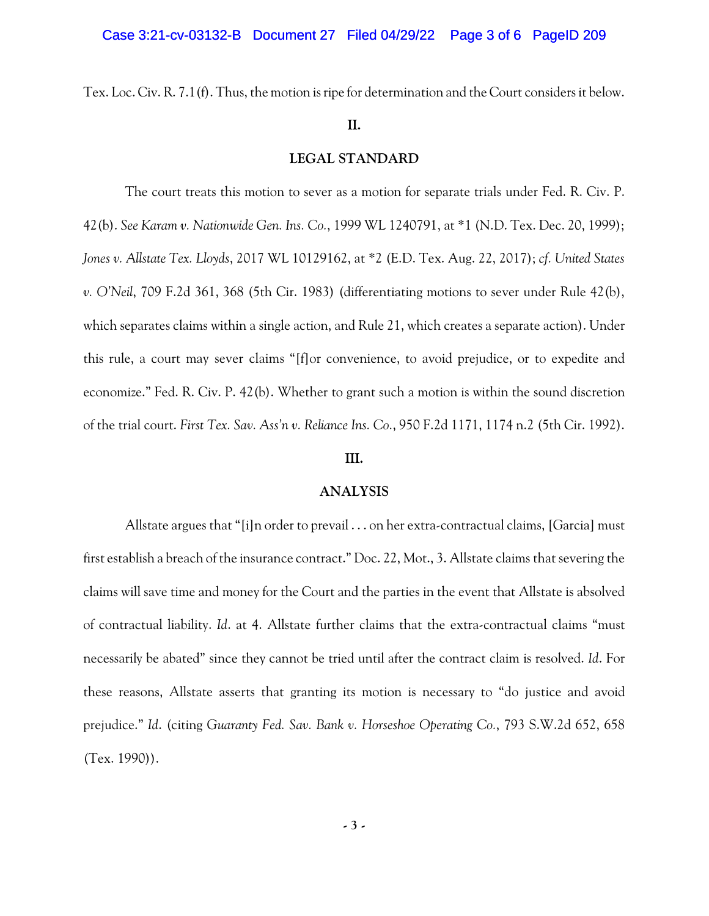Tex. Loc. Civ. R. 7.1(f). Thus, the motion is ripe for determination and the Court considers it below.

## II.

## LEGAL STANDARD

The court treats this motion to sever as a motion for separate trials under Fed. R. Civ. P. 42(b). *See Karam v. Nationwide Gen. Ins. Co.*, 1999 WL 1240791, at *1 (N.D. Tex. Dec. 20, 1999); *Jones v. Allstate Tex. Lloyds*, 2017 WL 10129162, at *2 (E.D. Tex. Aug. 22, 2017); *cf. United States v. O'Neil*, 709 F.2d 361, 368 (5th Cir. 1983) (differentiating motions to sever under Rule 42(b), which separates claims within a single action, and Rule 21, which creates a separate action). Under this rule, a court may sever claims "[f]or convenience, to avoid prejudice, or to expedite and economize." Fed. R. Civ. P. 42(b). Whether to grant such a motion is within the sound discretion of the trial court. *First Tex. Sav. Ass'n v. Reliance Ins. Co.*, 950 F.2d 1171, 1174 n.2 (5th Cir. 1992).

## III.

## ANALYSIS

Allstate argues that "[i]n order to prevail . . . on her extra-contractual claims, [Garcia] must first establish a breach of the insurance contract." Doc. 22, Mot., 3. Allstate claims that severing the claims will save time and money for the Court and the parties in the event that Allstate is absolved of contractual liability. *Id.* at 4. Allstate further claims that the extra-contractual claims "must necessarily be abated" since they cannot be tried until after the contract claim is resolved. *Id.* For these reasons, Allstate asserts that granting its motion is necessary to "do justice and avoid prejudice." *Id.* (citing *Guaranty Fed. Sav. Bank v. Horseshoe Operating Co.*, 793 S.W.2d 652, 658 (Tex. 1990)).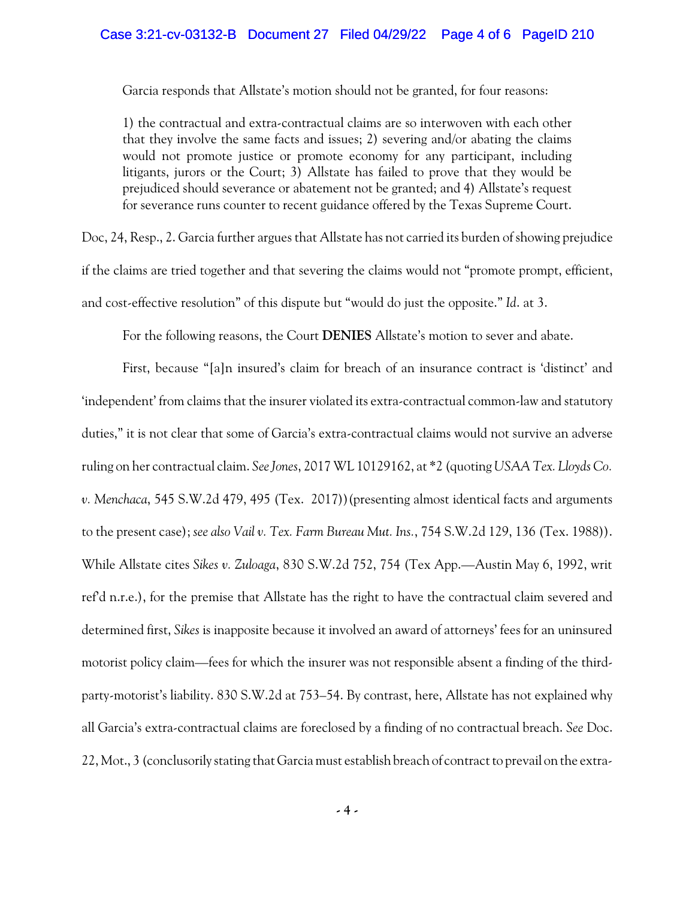Garcia responds that Allstate's motion should not be granted, for four reasons:

> 1) the contractual and extra-contractual claims are so interwoven with each other that they involve the same facts and issues; 2) severing and/or abating the claims would not promote justice or promote economy for any participant, including litigants, jurors or the Court; 3) Allstate has failed to prove that they would be prejudiced should severance or abatement not be granted; and 4) Allstate's request for severance runs counter to recent guidance offered by the Texas Supreme Court.

Doc, 24, Resp., 2. Garcia further argues that Allstate has not carried its burden of showing prejudice if the claims are tried together and that severing the claims would not "promote prompt, efficient, and cost-effective resolution" of this dispute but "would do just the opposite." *Id.* at 3.

For the following reasons, the Court **DENIES** Allstate's motion to sever and abate.

First, because "[a]n insured's claim for breach of an insurance contract is 'distinct' and 'independent' from claims that the insurer violated its extra-contractual common-law and statutory duties," it is not clear that some of Garcia's extra-contractual claims would not survive an adverse ruling on her contractual claim. *See Jones*, 2017 WL 10129162, at *2 (quoting *USAA Tex. Lloyds Co. v. Menchaca*, 545 S.W.2d 479, 495 (Tex. 2017)) (presenting almost identical facts and arguments to the present case); *see also Vail v. Tex. Farm Bureau Mut. Ins.*, 754 S.W.2d 129, 136 (Tex. 1988)). While Allstate cites *Sikes v. Zuloaga*, 830 S.W.2d 752, 754 (Tex App.—Austin May 6, 1992, writ ref'd n.r.e.), for the premise that Allstate has the right to have the contractual claim severed and determined first, *Sikes* is inapposite because it involved an award of attorneys' fees for an uninsured motorist policy claim—fees for which the insurer was not responsible absent a finding of the third-party-motorist's liability. 830 S.W.2d at 753–54. By contrast, here, Allstate has not explained why all Garcia's extra-contractual claims are foreclosed by a finding of no contractual breach. *See* Doc. 22, Mot., 3 (conclusorily stating that Garcia must establish breach of contract to prevail on the extra-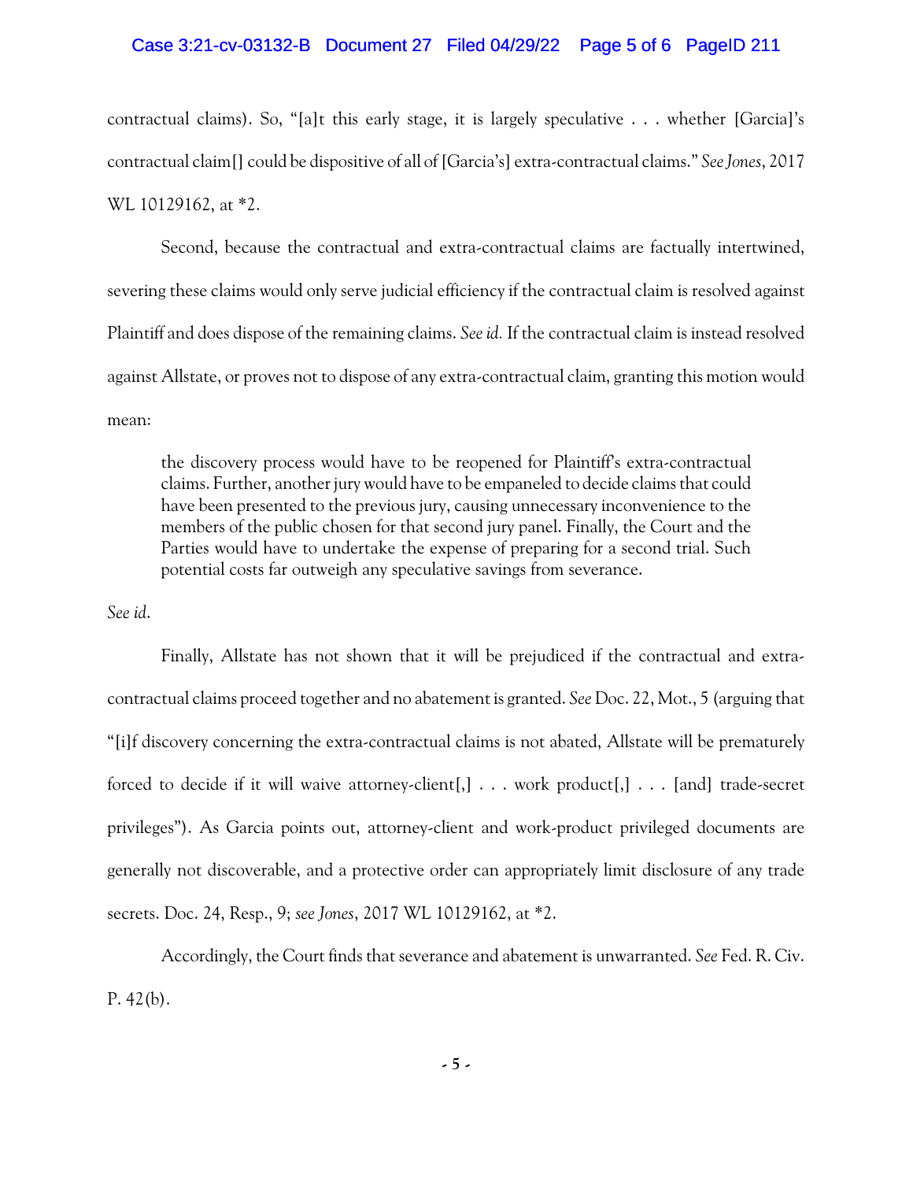contractual claims). So, "[a]t this early stage, it is largely speculative . . . whether [Garcia]'s contractual claim[] could be dispositive of all of [Garcia's] extra-contractual claims." *See Jones*, 2017 WL 10129162, at *2.

Second, because the contractual and extra-contractual claims are factually intertwined, severing these claims would only serve judicial efficiency if the contractual claim is resolved against Plaintiff and does dispose of the remaining claims. *See id.* If the contractual claim is instead resolved against Allstate, or proves not to dispose of any extra-contractual claim, granting this motion would mean:

> the discovery process would have to be reopened for Plaintiff's extra-contractual claims. Further, another jury would have to be empaneled to decide claims that could have been presented to the previous jury, causing unnecessary inconvenience to the members of the public chosen for that second jury panel. Finally, the Court and the Parties would have to undertake the expense of preparing for a second trial. Such potential costs far outweigh any speculative savings from severance.

*See id.*

Finally, Allstate has not shown that it will be prejudiced if the contractual and extra-contractual claims proceed together and no abatement is granted. *See* Doc. 22, Mot., 5 (arguing that "[i]f discovery concerning the extra-contractual claims is not abated, Allstate will be prematurely forced to decide if it will waive attorney-client[,] . . . work product[,] . . . [and] trade-secret privileges"). As Garcia points out, attorney-client and work-product privileged documents are generally not discoverable, and a protective order can appropriately limit disclosure of any trade secrets. Doc. 24, Resp., 9; *see Jones*, 2017 WL 10129162, at *2.

Accordingly, the Court finds that severance and abatement is unwarranted. *See* Fed. R. Civ. P. 42(b).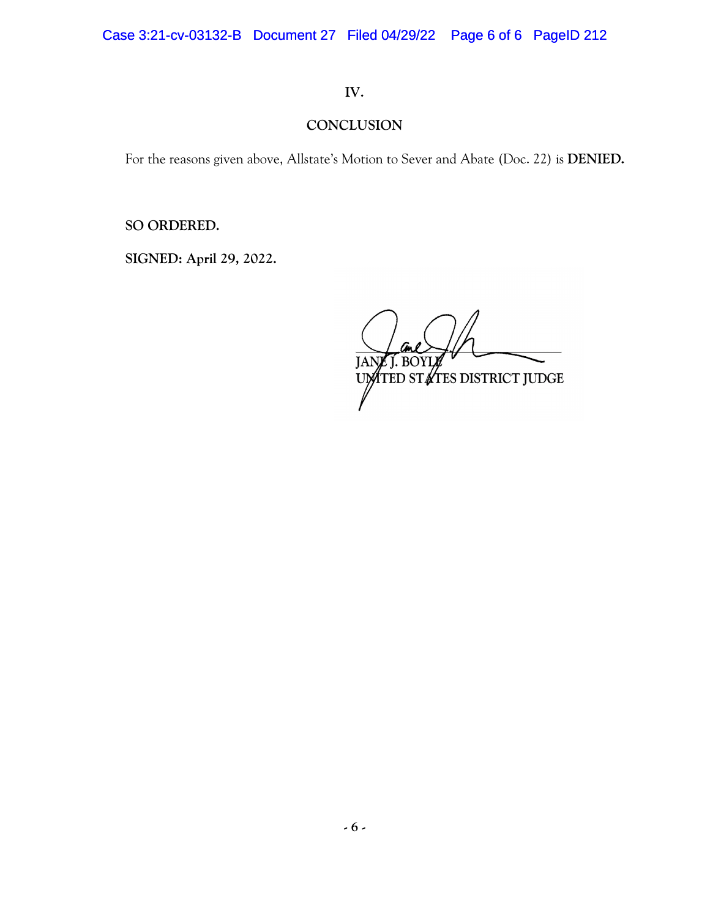## IV.

## CONCLUSION

For the reasons given above, Allstate's Motion to Sever and Abate (Doc. 22) is **DENIED.**

**SO ORDERED.**

**SIGNED: April 29, 2022.**

JANE J. BOYLE
UNITED STATES DISTRICT JUDGE